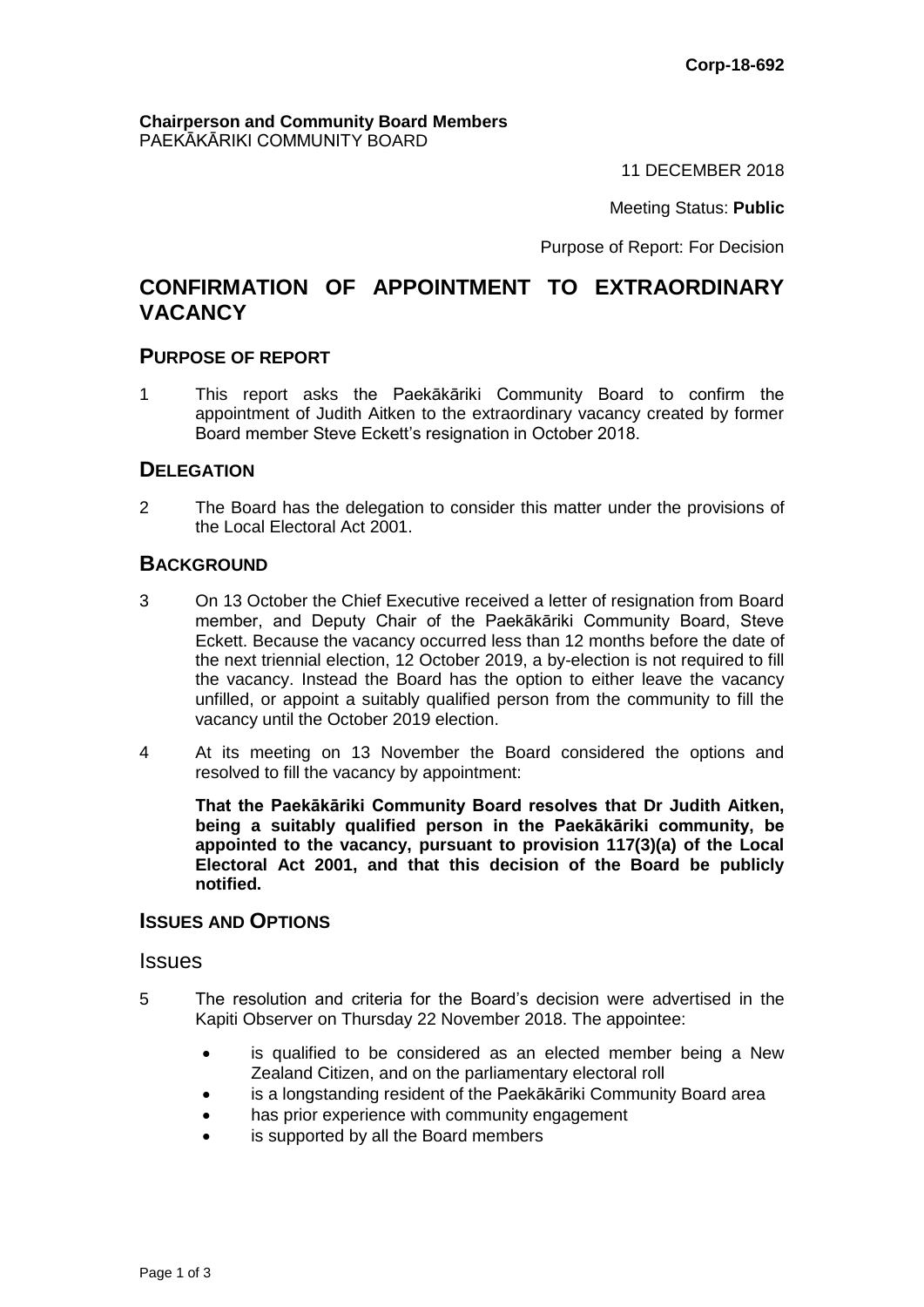**Corp-18-692**

**Chairperson and Community Board Members**
PAEKĀKĀRIKI COMMUNITY BOARD

11 DECEMBER 2018

Meeting Status: **Public**

Purpose of Report: For Decision

# CONFIRMATION OF APPOINTMENT TO EXTRAORDINARY VACANCY

## PURPOSE OF REPORT

1 This report asks the Paekākāriki Community Board to confirm the appointment of Judith Aitken to the extraordinary vacancy created by former Board member Steve Eckett's resignation in October 2018.

## DELEGATION

2 The Board has the delegation to consider this matter under the provisions of the Local Electoral Act 2001.

## BACKGROUND

3 On 13 October the Chief Executive received a letter of resignation from Board member, and Deputy Chair of the Paekākāriki Community Board, Steve Eckett. Because the vacancy occurred less than 12 months before the date of the next triennial election, 12 October 2019, a by-election is not required to fill the vacancy. Instead the Board has the option to either leave the vacancy unfilled, or appoint a suitably qualified person from the community to fill the vacancy until the October 2019 election.

4 At its meeting on 13 November the Board considered the options and resolved to fill the vacancy by appointment:

**That the Paekākāriki Community Board resolves that Dr Judith Aitken, being a suitably qualified person in the Paekākāriki community, be appointed to the vacancy, pursuant to provision 117(3)(a) of the Local Electoral Act 2001, and that this decision of the Board be publicly notified.**

## ISSUES AND OPTIONS

### Issues

5 The resolution and criteria for the Board's decision were advertised in the Kapiti Observer on Thursday 22 November 2018. The appointee:

- is qualified to be considered as an elected member being a New Zealand Citizen, and on the parliamentary electoral roll
- is a longstanding resident of the Paekākāriki Community Board area
- has prior experience with community engagement
- is supported by all the Board members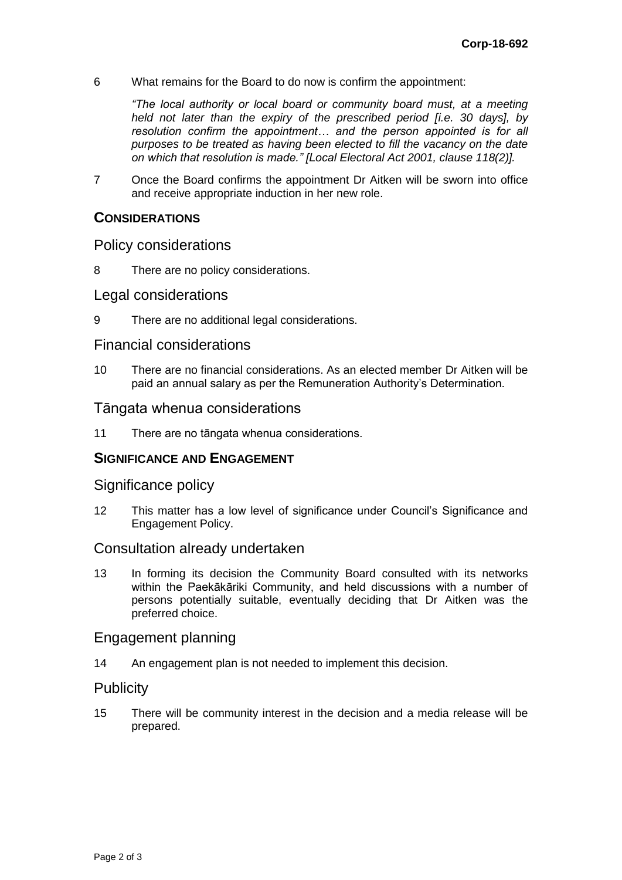6 What remains for the Board to do now is confirm the appointment:

> *"The local authority or local board or community board must, at a meeting held not later than the expiry of the prescribed period [i.e. 30 days], by resolution confirm the appointment… and the person appointed is for all purposes to be treated as having been elected to fill the vacancy on the date on which that resolution is made." [Local Electoral Act 2001, clause 118(2)].*

7 Once the Board confirms the appointment Dr Aitken will be sworn into office and receive appropriate induction in her new role.

## CONSIDERATIONS

### Policy considerations

8 There are no policy considerations.

### Legal considerations

9 There are no additional legal considerations.

### Financial considerations

10 There are no financial considerations. As an elected member Dr Aitken will be paid an annual salary as per the Remuneration Authority's Determination.

### Tāngata whenua considerations

11 There are no tāngata whenua considerations.

## SIGNIFICANCE AND ENGAGEMENT

### Significance policy

12 This matter has a low level of significance under Council's Significance and Engagement Policy.

### Consultation already undertaken

13 In forming its decision the Community Board consulted with its networks within the Paekākāriki Community, and held discussions with a number of persons potentially suitable, eventually deciding that Dr Aitken was the preferred choice.

### Engagement planning

14 An engagement plan is not needed to implement this decision.

### Publicity

15 There will be community interest in the decision and a media release will be prepared.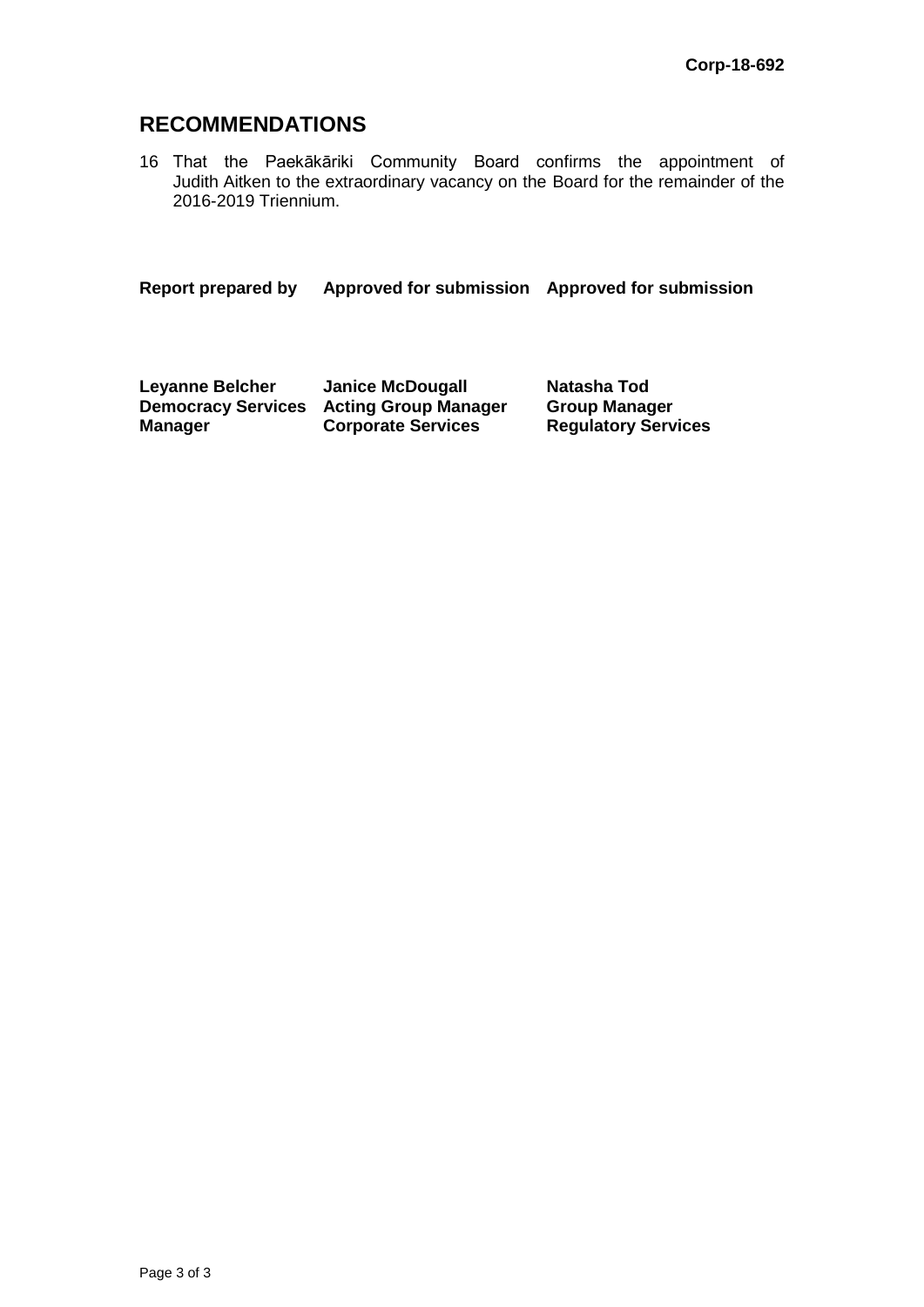Corp-18-692

## RECOMMENDATIONS

16 That the Paekākāriki Community Board confirms the appointment of Judith Aitken to the extraordinary vacancy on the Board for the remainder of the 2016-2019 Triennium.

| Report prepared by | Approved for submission | Approved for submission |
|---|---|---|
| | | |
| **Leyanne Belcher**<br>**Democracy Services Manager** | **Janice McDougall**<br>**Acting Group Manager Corporate Services** | **Natasha Tod**<br>**Group Manager Regulatory Services** |